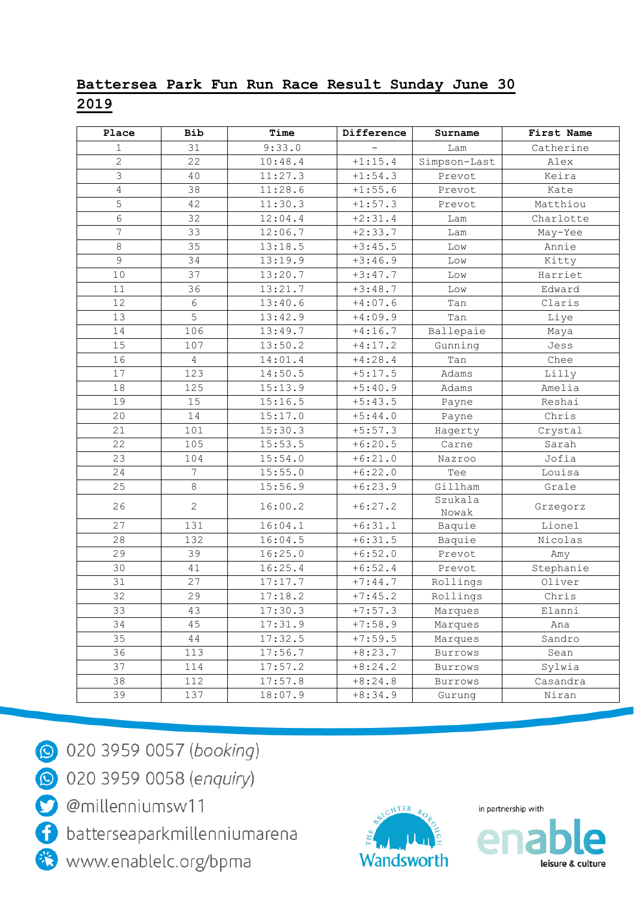# Battersea Park Fun Run Race Result Sunday June 30 2019

| Place | Bib | Time | Difference | Surname | First Name |
|---|---|---|---|---|---|
| 1 | 31 | 9:33.0 | - | Lam | Catherine |
| 2 | 22 | 10:48.4 | +1:15.4 | Simpson-Last | Alex |
| 3 | 40 | 11:27.3 | +1:54.3 | Prevot | Keira |
| 4 | 38 | 11:28.6 | +1:55.6 | Prevot | Kate |
| 5 | 42 | 11:30.3 | +1:57.3 | Prevot | Matthiou |
| 6 | 32 | 12:04.4 | +2:31.4 | Lam | Charlotte |
| 7 | 33 | 12:06.7 | +2:33.7 | Lam | May-Yee |
| 8 | 35 | 13:18.5 | +3:45.5 | Low | Annie |
| 9 | 34 | 13:19.9 | +3:46.9 | Low | Kitty |
| 10 | 37 | 13:20.7 | +3:47.7 | Low | Harriet |
| 11 | 36 | 13:21.7 | +3:48.7 | Low | Edward |
| 12 | 6 | 13:40.6 | +4:07.6 | Tan | Claris |
| 13 | 5 | 13:42.9 | +4:09.9 | Tan | Liye |
| 14 | 106 | 13:49.7 | +4:16.7 | Ballepaie | Maya |
| 15 | 107 | 13:50.2 | +4:17.2 | Gunning | Jess |
| 16 | 4 | 14:01.4 | +4:28.4 | Tan | Chee |
| 17 | 123 | 14:50.5 | +5:17.5 | Adams | Lilly |
| 18 | 125 | 15:13.9 | +5:40.9 | Adams | Amelia |
| 19 | 15 | 15:16.5 | +5:43.5 | Payne | Reshai |
| 20 | 14 | 15:17.0 | +5:44.0 | Payne | Chris |
| 21 | 101 | 15:30.3 | +5:57.3 | Hagerty | Crystal |
| 22 | 105 | 15:53.5 | +6:20.5 | Carne | Sarah |
| 23 | 104 | 15:54.0 | +6:21.0 | Nazroo | Jofia |
| 24 | 7 | 15:55.0 | +6:22.0 | Tee | Louisa |
| 25 | 8 | 15:56.9 | +6:23.9 | Gillham | Grale |
| 26 | 2 | 16:00.2 | +6:27.2 | Szukala Nowak | Grzegorz |
| 27 | 131 | 16:04.1 | +6:31.1 | Baquie | Lionel |
| 28 | 132 | 16:04.5 | +6:31.5 | Baquie | Nicolas |
| 29 | 39 | 16:25.0 | +6:52.0 | Prevot | Amy |
| 30 | 41 | 16:25.4 | +6:52.4 | Prevot | Stephanie |
| 31 | 27 | 17:17.7 | +7:44.7 | Rollings | Oliver |
| 32 | 29 | 17:18.2 | +7:45.2 | Rollings | Chris |
| 33 | 43 | 17:30.3 | +7:57.3 | Marques | Elanni |
| 34 | 45 | 17:31.9 | +7:58.9 | Marques | Ana |
| 35 | 44 | 17:32.5 | +7:59.5 | Marques | Sandro |
| 36 | 113 | 17:56.7 | +8:23.7 | Burrows | Sean |
| 37 | 114 | 17:57.2 | +8:24.2 | Burrows | Sylwia |
| 38 | 112 | 17:57.8 | +8:24.8 | Burrows | Casandra |
| 39 | 137 | 18:07.9 | +8:34.9 | Gurung | Niran |

020 3959 0057 (*booking*)

020 3959 0058 (*enquiry*)

@millenniumsw11

batterseaparkmillenniumarena

www.enablelc.org/bpma

The Brighter Borough Wandsworth

in partnership with enable leisure & culture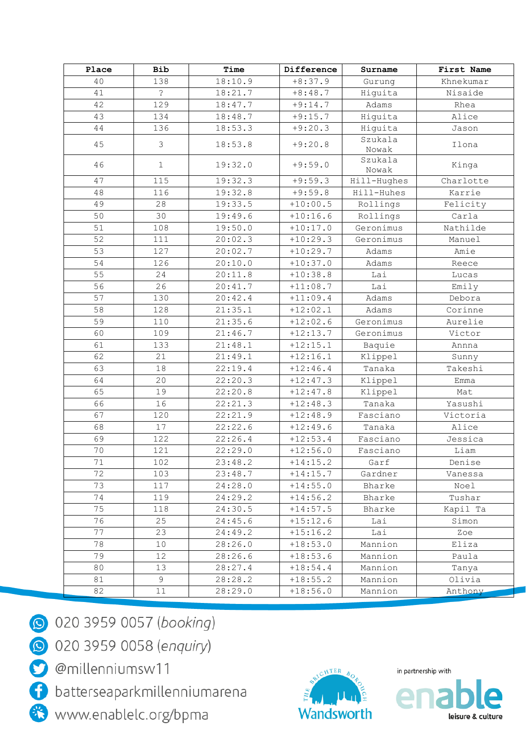| Place | Bib | Time | Difference | Surname | First Name |
|---|---|---|---|---|---|
| 40 | 138 | 18:10.9 | +8:37.9 | Gurung | Khnekumar |
| 41 | ? | 18:21.7 | +8:48.7 | Higuita | Nisaide |
| 42 | 129 | 18:47.7 | +9:14.7 | Adams | Rhea |
| 43 | 134 | 18:48.7 | +9:15.7 | Higuita | Alice |
| 44 | 136 | 18:53.3 | +9:20.3 | Higuita | Jason |
| 45 | 3 | 18:53.8 | +9:20.8 | Szukala Nowak | Ilona |
| 46 | 1 | 19:32.0 | +9:59.0 | Szukala Nowak | Kinga |
| 47 | 115 | 19:32.3 | +9:59.3 | Hill-Hughes | Charlotte |
| 48 | 116 | 19:32.8 | +9:59.8 | Hill-Huhes | Karrie |
| 49 | 28 | 19:33.5 | +10:00.5 | Rollings | Felicity |
| 50 | 30 | 19:49.6 | +10:16.6 | Rollings | Carla |
| 51 | 108 | 19:50.0 | +10:17.0 | Geronimus | Nathilde |
| 52 | 111 | 20:02.3 | +10:29.3 | Geronimus | Manuel |
| 53 | 127 | 20:02.7 | +10:29.7 | Adams | Amie |
| 54 | 126 | 20:10.0 | +10:37.0 | Adams | Reece |
| 55 | 24 | 20:11.8 | +10:38.8 | Lai | Lucas |
| 56 | 26 | 20:41.7 | +11:08.7 | Lai | Emily |
| 57 | 130 | 20:42.4 | +11:09.4 | Adams | Debora |
| 58 | 128 | 21:35.1 | +12:02.1 | Adams | Corinne |
| 59 | 110 | 21:35.6 | +12:02.6 | Geronimus | Aurelie |
| 60 | 109 | 21:46.7 | +12:13.7 | Geronimus | Victor |
| 61 | 133 | 21:48.1 | +12:15.1 | Baquie | Annna |
| 62 | 21 | 21:49.1 | +12:16.1 | Klippel | Sunny |
| 63 | 18 | 22:19.4 | +12:46.4 | Tanaka | Takeshi |
| 64 | 20 | 22:20.3 | +12:47.3 | Klippel | Emma |
| 65 | 19 | 22:20.8 | +12:47.8 | Klippel | Mat |
| 66 | 16 | 22:21.3 | +12:48.3 | Tanaka | Yasushi |
| 67 | 120 | 22:21.9 | +12:48.9 | Fasciano | Victoria |
| 68 | 17 | 22:22.6 | +12:49.6 | Tanaka | Alice |
| 69 | 122 | 22:26.4 | +12:53.4 | Fasciano | Jessica |
| 70 | 121 | 22:29.0 | +12:56.0 | Fasciano | Liam |
| 71 | 102 | 23:48.2 | +14:15.2 | Garf | Denise |
| 72 | 103 | 23:48.7 | +14:15.7 | Gardner | Vanessa |
| 73 | 117 | 24:28.0 | +14:55.0 | Bharke | Noel |
| 74 | 119 | 24:29.2 | +14:56.2 | Bharke | Tushar |
| 75 | 118 | 24:30.5 | +14:57.5 | Bharke | Kapil Ta |
| 76 | 25 | 24:45.6 | +15:12.6 | Lai | Simon |
| 77 | 23 | 24:49.2 | +15:16.2 | Lai | Zoe |
| 78 | 10 | 28:26.0 | +18:53.0 | Mannion | Eliza |
| 79 | 12 | 28:26.6 | +18:53.6 | Mannion | Paula |
| 80 | 13 | 28:27.4 | +18:54.4 | Mannion | Tanya |
| 81 | 9 | 28:28.2 | +18:55.2 | Mannion | Olivia |
| 82 | 11 | 28:29.0 | +18:56.0 | Mannion | Anthony |

020 3959 0057 (*booking*)

020 3959 0058 (*enquiry*)

@millenniumsw11

batterseaparkmillenniumarena

www.enablelc.org/bpma

The Brighter Borough Wandsworth

in partnership with enable leisure & culture